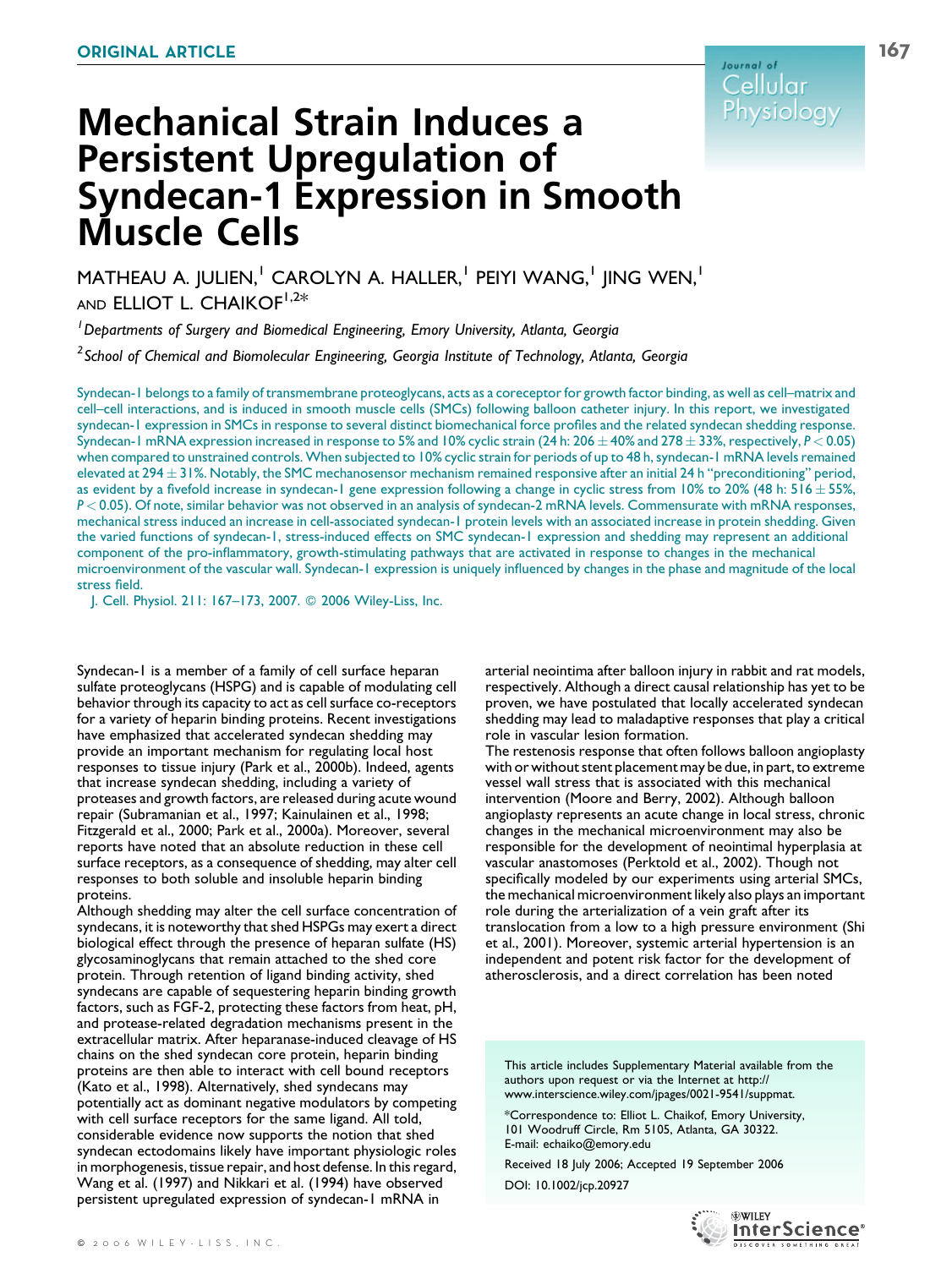ORIGINAL ARTICLE

# Mechanical Strain Induces a Persistent Upregulation of Syndecan-1 Expression in Smooth Muscle Cells

MATHEAU A. JULIEN,[1] CAROLYN A. HALLER,[1] PEIYI WANG,[1] JING WEN,[1] AND ELLIOT L. CHAIKOF[1,2]*

[1] *Departments of Surgery and Biomedical Engineering, Emory University, Atlanta, Georgia*

[2] *School of Chemical and Biomolecular Engineering, Georgia Institute of Technology, Atlanta, Georgia*

Syndecan-1 belongs to a family of transmembrane proteoglycans, acts as a coreceptor for growth factor binding, as well as cell–matrix and cell–cell interactions, and is induced in smooth muscle cells (SMCs) following balloon catheter injury. In this report, we investigated syndecan-1 expression in SMCs in response to several distinct biomechanical force profiles and the related syndecan shedding response. Syndecan-1 mRNA expression increased in response to 5% and 10% cyclic strain (24 h: $206 \pm 40\%$ and $278 \pm 33\%$, respectively, $P < 0.05$) when compared to unstrained controls. When subjected to 10% cyclic strain for periods of up to 48 h, syndecan-1 mRNA levels remained elevated at $294 \pm 31\%$. Notably, the SMC mechanosensor mechanism remained responsive after an initial 24 h "preconditioning" period, as evident by a fivefold increase in syndecan-1 gene expression following a change in cyclic stress from 10% to 20% (48 h: $516 \pm 55\%$, $P < 0.05$). Of note, similar behavior was not observed in an analysis of syndecan-2 mRNA levels. Commensurate with mRNA responses, mechanical stress induced an increase in cell-associated syndecan-1 protein levels with an associated increase in protein shedding. Given the varied functions of syndecan-1, stress-induced effects on SMC syndecan-1 expression and shedding may represent an additional component of the pro-inflammatory, growth-stimulating pathways that are activated in response to changes in the mechanical microenvironment of the vascular wall. Syndecan-1 expression is uniquely influenced by changes in the phase and magnitude of the local stress field.

J. Cell. Physiol. 211: 167–173, 2007. © 2006 Wiley-Liss, Inc.

Syndecan-1 is a member of a family of cell surface heparan sulfate proteoglycans (HSPG) and is capable of modulating cell behavior through its capacity to act as cell surface co-receptors for a variety of heparin binding proteins. Recent investigations have emphasized that accelerated syndecan shedding may provide an important mechanism for regulating local host responses to tissue injury (Park et al., 2000b). Indeed, agents that increase syndecan shedding, including a variety of proteases and growth factors, are released during acute wound repair (Subramanian et al., 1997; Kainulainen et al., 1998; Fitzgerald et al., 2000; Park et al., 2000a). Moreover, several reports have noted that an absolute reduction in these cell surface receptors, as a consequence of shedding, may alter cell responses to both soluble and insoluble heparin binding proteins.

Although shedding may alter the cell surface concentration of syndecans, it is noteworthy that shed HSPGs may exert a direct biological effect through the presence of heparan sulfate (HS) glycosaminoglycans that remain attached to the shed core protein. Through retention of ligand binding activity, shed syndecans are capable of sequestering heparin binding growth factors, such as FGF-2, protecting these factors from heat, pH, and protease-related degradation mechanisms present in the extracellular matrix. After heparanase-induced cleavage of HS chains on the shed syndecan core protein, heparin binding proteins are then able to interact with cell bound receptors (Kato et al., 1998). Alternatively, shed syndecans may potentially act as dominant negative modulators by competing with cell surface receptors for the same ligand. All told, considerable evidence now supports the notion that shed syndecan ectodomains likely have important physiologic roles in morphogenesis, tissue repair, and host defense. In this regard, Wang et al. (1997) and Nikkari et al. (1994) have observed persistent upregulated expression of syndecan-1 mRNA in arterial neointima after balloon injury in rabbit and rat models, respectively. Although a direct causal relationship has yet to be proven, we have postulated that locally accelerated syndecan shedding may lead to maladaptive responses that play a critical role in vascular lesion formation.

The restenosis response that often follows balloon angioplasty with or without stent placement may be due, in part, to extreme vessel wall stress that is associated with this mechanical intervention (Moore and Berry, 2002). Although balloon angioplasty represents an acute change in local stress, chronic changes in the mechanical microenvironment may also be responsible for the development of neointimal hyperplasia at vascular anastomoses (Perktold et al., 2002). Though not specifically modeled by our experiments using arterial SMCs, the mechanical microenvironment likely also plays an important role during the arterialization of a vein graft after its translocation from a low to a high pressure environment (Shi et al., 2001). Moreover, systemic arterial hypertension is an independent and potent risk factor for the development of atherosclerosis, and a direct correlation has been noted

This article includes Supplementary Material available from the authors upon request or via the Internet at http://www.interscience.wiley.com/jpages/0021-9541/suppmat.

*Correspondence to: Elliot L. Chaikof, Emory University, 101 Woodruff Circle, Rm 5105, Atlanta, GA 30322. E-mail: echaiko@emory.edu

Received 18 July 2006; Accepted 19 September 2006

DOI: 10.1002/jcp.20927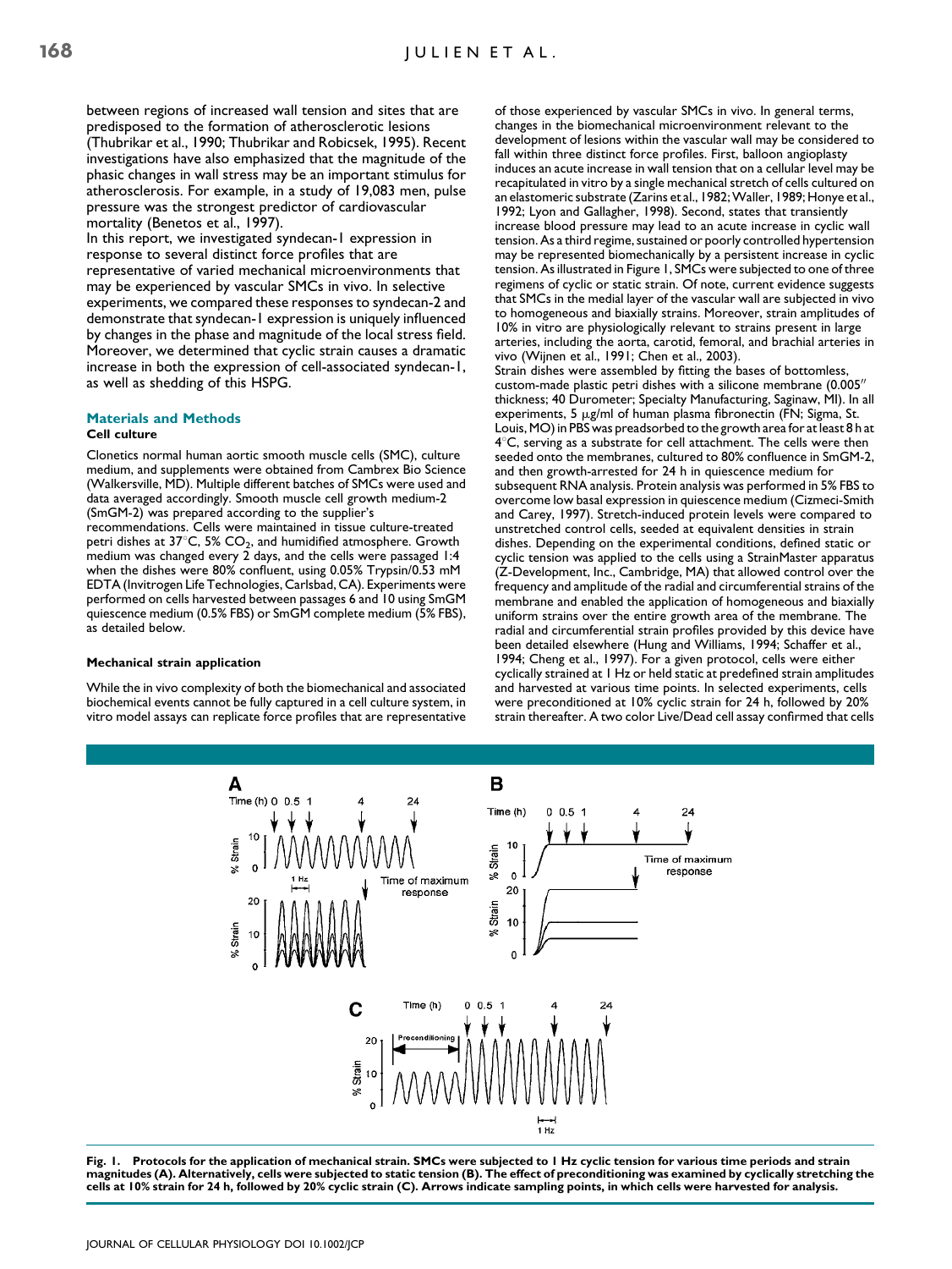between regions of increased wall tension and sites that are predisposed to the formation of atherosclerotic lesions (Thubrikar et al., 1990; Thubrikar and Robicsek, 1995). Recent investigations have also emphasized that the magnitude of the phasic changes in wall stress may be an important stimulus for atherosclerosis. For example, in a study of 19,083 men, pulse pressure was the strongest predictor of cardiovascular mortality (Benetos et al., 1997).

In this report, we investigated syndecan-1 expression in response to several distinct force profiles that are representative of varied mechanical microenvironments that may be experienced by vascular SMCs in vivo. In selective experiments, we compared these responses to syndecan-2 and demonstrate that syndecan-1 expression is uniquely influenced by changes in the phase and magnitude of the local stress field. Moreover, we determined that cyclic strain causes a dramatic increase in both the expression of cell-associated syndecan-1, as well as shedding of this HSPG.

## Materials and Methods

### Cell culture

Clonetics normal human aortic smooth muscle cells (SMC), culture medium, and supplements were obtained from Cambrex Bio Science (Walkersville, MD). Multiple different batches of SMCs were used and data averaged accordingly. Smooth muscle cell growth medium-2 (SmGM-2) was prepared according to the supplier's recommendations. Cells were maintained in tissue culture-treated petri dishes at 37°C, 5% $CO_2$, and humidified atmosphere. Growth medium was changed every 2 days, and the cells were passaged 1:4 when the dishes were 80% confluent, using 0.05% Trypsin/0.53 mM EDTA (Invitrogen Life Technologies, Carlsbad, CA). Experiments were performed on cells harvested between passages 6 and 10 using SmGM quiescence medium (0.5% FBS) or SmGM complete medium (5% FBS), as detailed below.

### Mechanical strain application

While the in vivo complexity of both the biomechanical and associated biochemical events cannot be fully captured in a cell culture system, in vitro model assays can replicate force profiles that are representative of those experienced by vascular SMCs in vivo. In general terms, changes in the biomechanical microenvironment relevant to the development of lesions within the vascular wall may be considered to fall within three distinct force profiles. First, balloon angioplasty induces an acute increase in wall tension that on a cellular level may be recapitulated in vitro by a single mechanical stretch of cells cultured on an elastomeric substrate (Zarins et al., 1982; Waller, 1989; Honye et al., 1992; Lyon and Gallagher, 1998). Second, states that transiently increase blood pressure may lead to an acute increase in cyclic wall tension. As a third regime, sustained or poorly controlled hypertension may be represented biomechanically by a persistent increase in cyclic tension. As illustrated in Figure 1, SMCs were subjected to one of three regimens of cyclic or static strain. Of note, current evidence suggests that SMCs in the medial layer of the vascular wall are subjected in vivo to homogeneous and biaxially strains. Moreover, strain amplitudes of 10% in vitro are physiologically relevant to strains present in large arteries, including the aorta, carotid, femoral, and brachial arteries in vivo (Wijnen et al., 1991; Chen et al., 2003).

Strain dishes were assembled by fitting the bases of bottomless, custom-made plastic petri dishes with a silicone membrane (0.005″ thickness; 40 Durometer; Specialty Manufacturing, Saginaw, MI). In all experiments, 5 μg/ml of human plasma fibronectin (FN; Sigma, St. Louis, MO) in PBS was preadsorbed to the growth area for at least 8 h at 4°C, serving as a substrate for cell attachment. The cells were then seeded onto the membranes, cultured to 80% confluence in SmGM-2, and then growth-arrested for 24 h in quiescence medium for subsequent RNA analysis. Protein analysis was performed in 5% FBS to overcome low basal expression in quiescence medium (Cizmeci-Smith and Carey, 1997). Stretch-induced protein levels were compared to unstretched control cells, seeded at equivalent densities in strain dishes. Depending on the experimental conditions, defined static or cyclic tension was applied to the cells using a StrainMaster apparatus (Z-Development, Inc., Cambridge, MA) that allowed control over the frequency and amplitude of the radial and circumferential strains of the membrane and enabled the application of homogeneous and biaxially uniform strains over the entire growth area of the membrane. The radial and circumferential strain profiles provided by this device have been detailed elsewhere (Hung and Williams, 1994; Schaffer et al., 1994; Cheng et al., 1997). For a given protocol, cells were either cyclically strained at 1 Hz or held static at predefined strain amplitudes and harvested at various time points. In selected experiments, cells were preconditioned at 10% cyclic strain for 24 h, followed by 20% strain thereafter. A two color Live/Dead cell assay confirmed that cells

**Fig. 1. Protocols for the application of mechanical strain. SMCs were subjected to 1 Hz cyclic tension for various time periods and strain magnitudes (A). Alternatively, cells were subjected to static tension (B). The effect of preconditioning was examined by cyclically stretching the cells at 10% strain for 24 h, followed by 20% cyclic strain (C). Arrows indicate sampling points, in which cells were harvested for analysis.**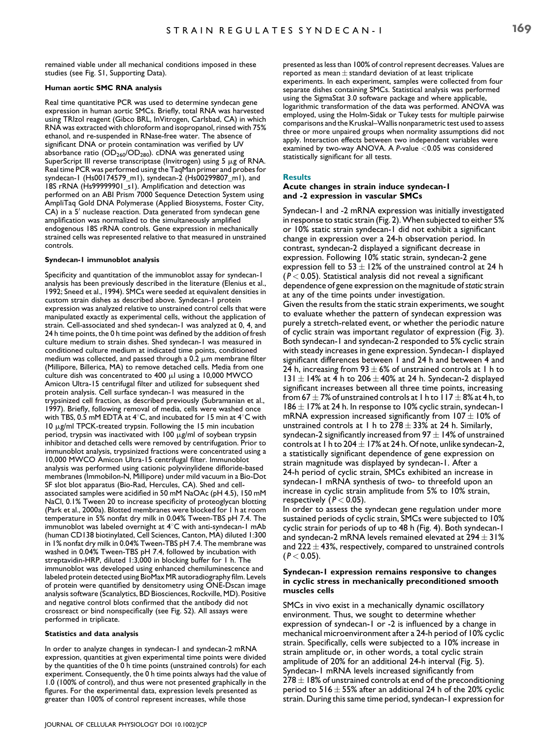remained viable under all mechanical conditions imposed in these studies (see Fig. S1, Supporting Data).

#### Human aortic SMC RNA analysis

Real time quantitative PCR was used to determine syndecan gene expression in human aortic SMCs. Briefly, total RNA was harvested using TRIzol reagent (Gibco BRL, InVitrogen, Carlsbad, CA) in which RNA was extracted with chloroform and isopropanol, rinsed with 75% ethanol, and re-suspended in RNase-free water. The absence of significant DNA or protein contamination was verified by UV absorbance ratio ($OD_{260}/OD_{280}$). cDNA was generated using SuperScript III reverse transcriptase (Invitrogen) using 5 μg of RNA. Real time PCR was performed using the TaqMan primer and probes for syndecan-1 (Hs00174579_m1), syndecan-2 (Hs00299807_m1), and 18S rRNA (Hs99999901_s1). Amplification and detection was performed on an ABI Prism 7000 Sequence Detection System using AmpliTaq Gold DNA Polymerase (Applied Biosystems, Foster City, CA) in a 5′ nuclease reaction. Data generated from syndecan gene amplification was normalized to the simultaneously amplified endogenous 18S rRNA controls. Gene expression in mechanically strained cells was represented relative to that measured in unstrained controls.

#### Syndecan-1 immunoblot analysis

Specificity and quantitation of the immunoblot assay for syndecan-1 analysis has been previously described in the literature (Elenius et al., 1992; Sneed et al., 1994). SMCs were seeded at equivalent densities in custom strain dishes as described above. Syndecan-1 protein expression was analyzed relative to unstrained control cells that were manipulated exactly as experimental cells, without the application of strain. Cell-associated and shed syndecan-1 was analyzed at 0, 4, and 24 h time points, the 0 h time point was defined by the addition of fresh culture medium to strain dishes. Shed syndecan-1 was measured in conditioned culture medium at indicated time points, conditioned medium was collected, and passed through a 0.2 μm membrane filter (Millipore, Billerica, MA) to remove detached cells. Media from one culture dish was concentrated to 400 μl using a 10,000 MWCO Amicon Ultra-15 centrifugal filter and utilized for subsequent shed protein analysis. Cell surface syndecan-1 was measured in the trypsinized cell fraction, as described previously (Subramanian et al., 1997). Briefly, following removal of media, cells were washed once with TBS, 0.5 mM EDTA at 4°C, and incubated for 15 min at 4°C with 10 μg/ml TPCK-treated trypsin. Following the 15 min incubation period, trypsin was inactivated with 100 μg/ml of soybean trypsin inhibitor and detached cells were removed by centrifugation. Prior to immunoblot analysis, trypsinized fractions were concentrated using a 10,000 MWCO Amicon Ultra-15 centrifugal filter. Immunoblot analysis was performed using cationic polyvinylidene difloride-based membranes (Immobilon-N, Millipore) under mild vacuum in a Bio-Dot SF slot blot apparatus (Bio-Rad, Hercules, CA). Shed and cell-associated samples were acidified in 50 mM NaOAc (pH 4.5), 150 mM NaCl, 0.1% Tween 20 to increase specificity of proteoglycan blotting (Park et al., 2000a). Blotted membranes were blocked for 1 h at room temperature in 5% nonfat dry milk in 0.04% Tween-TBS pH 7.4. The immunoblot was labeled overnight at 4°C with anti-syndecan-1 mAb (human CD138 biotinylated, Cell Sciences, Canton, MA) diluted 1:300 in 1% nonfat dry milk in 0.04% Tween-TBS pH 7.4. The membrane was washed in 0.04% Tween-TBS pH 7.4, followed by incubation with streptavidin-HRP, diluted 1:3,000 in blocking buffer for 1 h. The immunoblot was developed using enhanced chemiluminescence and labeled protein detected using BioMax MR autoradiography film. Levels of protein were quantified by densitometry using ONE-Dscan image analysis software (Scanalytics, BD Biosciences, Rockville, MD). Positive and negative control blots confirmed that the antibody did not crossreact or bind nonspecifically (see Fig. S2). All assays were performed in triplicate.

#### Statistics and data analysis

In order to analyze changes in syndecan-1 and syndecan-2 mRNA expression, quantities at given experimental time points were divided by the quantities of the 0 h time points (unstrained controls) for each experiment. Consequently, the 0 h time points always had the value of 1.0 (100% of control), and thus were not presented graphically in the figures. For the experimental data, expression levels presented as greater than 100% of control represent increases, while those presented as less than 100% of control represent decreases. Values are reported as mean ± standard deviation of at least triplicate experiments. In each experiment, samples were collected from four separate dishes containing SMCs. Statistical analysis was performed using the SigmaStat 3.0 software package and where applicable, logarithmic transformation of the data was performed. ANOVA was employed, using the Holm-Sidak or Tukey tests for multiple pairwise comparisons and the Kruskal–Wallis nonparametric test used to assess three or more unpaired groups when normality assumptions did not apply. Interaction effects between two independent variables were examined by two-way ANOVA. A $P$-value $<0.05$ was considered statistically significant for all tests.

## Results

### Acute changes in strain induce syndecan-1 and -2 expression in vascular SMCs

Syndecan-1 and -2 mRNA expression was initially investigated in response to static strain (Fig. 2). When subjected to either 5% or 10% static strain syndecan-1 did not exhibit a significant change in expression over a 24-h observation period. In contrast, syndecan-2 displayed a significant decrease in expression. Following 10% static strain, syndecan-2 gene expression fell to 53 ± 12% of the unstrained control at 24 h ($P < 0.05$). Statistical analysis did not reveal a significant dependence of gene expression on the magnitude of *static* strain at any of the time points under investigation.

Given the results from the static strain experiments, we sought to evaluate whether the pattern of syndecan expression was purely a stretch-related event, or whether the periodic nature of cyclic strain was important regulator of expression (Fig. 3). Both syndecan-1 and syndecan-2 responded to 5% cyclic strain with steady increases in gene expression. Syndecan-1 displayed significant differences between 1 and 24 h and between 4 and 24 h, increasing from 93 ± 6% of unstrained controls at 1 h to 131 ± 14% at 4 h to 206 ± 40% at 24 h. Syndecan-2 displayed significant increases between all three time points, increasing from 67 ± 7% of unstrained controls at 1 h to 117 ± 8% at 4 h, to 186 ± 17% at 24 h. In response to 10% cyclic strain, syndecan-1 mRNA expression increased significantly from 107 ± 10% of unstrained controls at 1 h to 278 ± 33% at 24 h. Similarly, syndecan-2 significantly increased from 97 ± 14% of unstrained controls at 1 h to 204 ± 17% at 24 h. Of note, unlike syndecan-2, a statistically significant dependence of gene expression on strain magnitude was displayed by syndecan-1. After a 24-h period of cyclic strain, SMCs exhibited an increase in syndecan-1 mRNA synthesis of two- to threefold upon an increase in cyclic strain amplitude from 5% to 10% strain, respectively ($P < 0.05$).

In order to assess the syndecan gene regulation under more sustained periods of cyclic strain, SMCs were subjected to 10% cyclic strain for periods of up to 48 h (Fig. 4). Both syndecan-1 and syndecan-2 mRNA levels remained elevated at 294 ± 31% and 222 ± 43%, respectively, compared to unstrained controls ($P < 0.05$).

### Syndecan-1 expression remains responsive to changes in cyclic stress in mechanically preconditioned smooth muscles cells

SMCs in vivo exist in a mechanically dynamic oscillatory environment. Thus, we sought to determine whether expression of syndecan-1 or -2 is influenced by a change in mechanical microenvironment after a 24-h period of 10% cyclic strain. Specifically, cells were subjected to a 10% increase in strain amplitude or, in other words, a total cyclic strain amplitude of 20% for an additional 24-h interval (Fig. 5). Syndecan-1 mRNA levels increased significantly from 278 ± 18% of unstrained controls at end of the preconditioning period to 516 ± 55% after an additional 24 h of the 20% cyclic strain. During this same time period, syndecan-1 expression for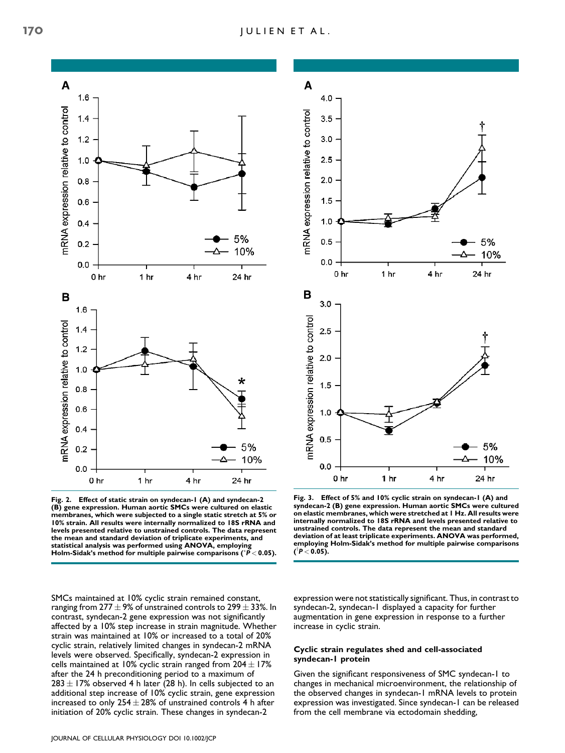Fig. 2. Effect of static strain on syndecan-1 (A) and syndecan-2 (B) gene expression. Human aortic SMCs were cultured on elastic membranes, which were subjected to a single static stretch at 5% or 10% strain. All results were internally normalized to 18S rRNA and levels presented relative to unstrained controls. The data represent the mean and standard deviation of triplicate experiments, and statistical analysis was performed using ANOVA, employing Holm-Sidak's method for multiple pairwise comparisons (*$P < 0.05$).

Fig. 3. Effect of 5% and 10% cyclic strain on syndecan-1 (A) and syndecan-2 (B) gene expression. Human aortic SMCs were cultured on elastic membranes, which were stretched at 1 Hz. All results were internally normalized to 18S rRNA and levels presented relative to unstrained controls. The data represent the mean and standard deviation of at least triplicate experiments. ANOVA was performed, employing Holm-Sidak's method for multiple pairwise comparisons (†$P < 0.05$).

SMCs maintained at 10% cyclic strain remained constant, ranging from 277 ± 9% of unstrained controls to 299 ± 33%. In contrast, syndecan-2 gene expression was not significantly affected by a 10% step increase in strain magnitude. Whether strain was maintained at 10% or increased to a total of 20% cyclic strain, relatively limited changes in syndecan-2 mRNA levels were observed. Specifically, syndecan-2 expression in cells maintained at 10% cyclic strain ranged from 204 ± 17% after the 24 h preconditioning period to a maximum of 283 ± 17% observed 4 h later (28 h). In cells subjected to an additional step increase of 10% cyclic strain, gene expression increased to only 254 ± 28% of unstrained controls 4 h after initiation of 20% cyclic strain. These changes in syndecan-2 expression were not statistically significant. Thus, in contrast to syndecan-2, syndecan-1 displayed a capacity for further augmentation in gene expression in response to a further increase in cyclic strain.

### Cyclic strain regulates shed and cell-associated syndecan-1 protein

Given the significant responsiveness of SMC syndecan-1 to changes in mechanical microenvironment, the relationship of the observed changes in syndecan-1 mRNA levels to protein expression was investigated. Since syndecan-1 can be released from the cell membrane via ectodomain shedding,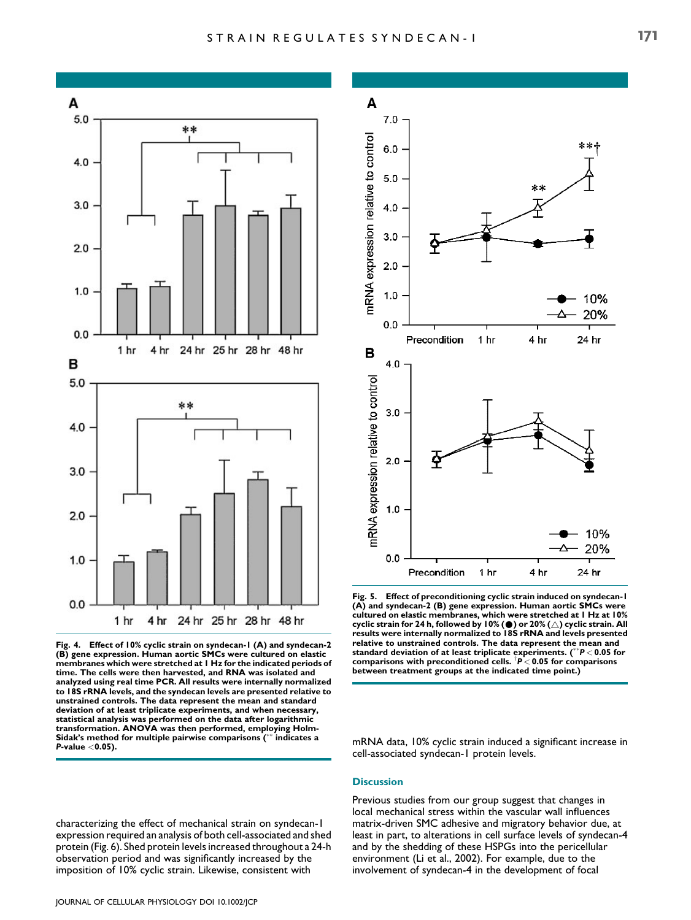**Fig. 4. Effect of 10% cyclic strain on syndecan-1 (A) and syndecan-2 (B) gene expression. Human aortic SMCs were cultured on elastic membranes which were stretched at 1 Hz for the indicated periods of time. The cells were then harvested, and RNA was isolated and analyzed using real time PCR. All results were internally normalized to 18S rRNA levels, and the syndecan levels are presented relative to unstrained controls. The data represent the mean and standard deviation of at least triplicate experiments, and when necessary, statistical analysis was performed on the data after logarithmic transformation. ANOVA was then performed, employing Holm-Sidak's method for multiple pairwise comparisons (** indicates a *P*-value <0.05).**

**Fig. 5. Effect of preconditioning cyclic strain induced on syndecan-1 (A) and syndecan-2 (B) gene expression. Human aortic SMCs were cultured on elastic membranes, which were stretched at 1 Hz at 10% cyclic strain for 24 h, followed by 10% (●) or 20% (△) cyclic strain. All results were internally normalized to 18S rRNA and levels presented relative to unstrained controls. The data represent the mean and standard deviation of at least triplicate experiments. (**$P < 0.05$ for comparisons with preconditioned cells. †$P < 0.05$ for comparisons between treatment groups at the indicated time point.)**

characterizing the effect of mechanical strain on syndecan-1 expression required an analysis of both cell-associated and shed protein (Fig. 6). Shed protein levels increased throughout a 24-h observation period and was significantly increased by the imposition of 10% cyclic strain. Likewise, consistent with mRNA data, 10% cyclic strain induced a significant increase in cell-associated syndecan-1 protein levels.

## Discussion

Previous studies from our group suggest that changes in local mechanical stress within the vascular wall influences matrix-driven SMC adhesive and migratory behavior due, at least in part, to alterations in cell surface levels of syndecan-4 and by the shedding of these HSPGs into the pericellular environment (Li et al., 2002). For example, due to the involvement of syndecan-4 in the development of focal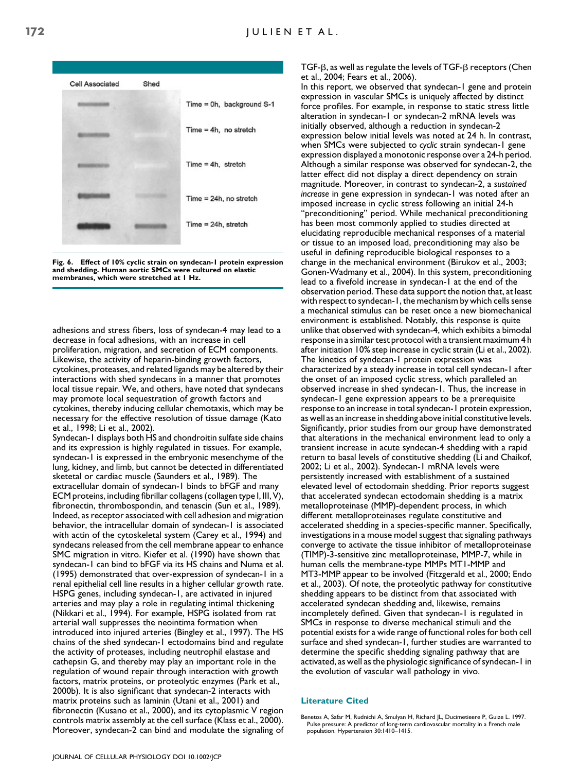Cell Associated Shed

Time = 0h, background S-1

Time = 4h, no stretch

Time = 4h, stretch

Time = 24h, no stretch

Time = 24h, stretch

**Fig. 6. Effect of 10% cyclic strain on syndecan-1 protein expression and shedding. Human aortic SMCs were cultured on elastic membranes, which were stretched at 1 Hz.**

adhesions and stress fibers, loss of syndecan-4 may lead to a decrease in focal adhesions, with an increase in cell proliferation, migration, and secretion of ECM components. Likewise, the activity of heparin-binding growth factors, cytokines, proteases, and related ligands may be altered by their interactions with shed syndecans in a manner that promotes local tissue repair. We, and others, have noted that syndecans may promote local sequestration of growth factors and cytokines, thereby inducing cellular chemotaxis, which may be necessary for the effective resolution of tissue damage (Kato et al., 1998; Li et al., 2002).

Syndecan-1 displays both HS and chondroitin sulfate side chains and its expression is highly regulated in tissues. For example, syndecan-1 is expressed in the embryonic mesenchyme of the lung, kidney, and limb, but cannot be detected in differentiated skeletal or cardiac muscle (Saunders et al., 1989). The extracellular domain of syndecan-1 binds to bFGF and many ECM proteins, including fibrillar collagens (collagen type I, III, V), fibronectin, thrombospondin, and tenascin (Sun et al., 1989). Indeed, as receptor associated with cell adhesion and migration behavior, the intracellular domain of syndecan-1 is associated with actin of the cytoskeletal system (Carey et al., 1994) and syndecans released from the cell membrane appear to enhance SMC migration in vitro. Kiefer et al. (1990) have shown that syndecan-1 can bind to bFGF via its HS chains and Numa et al. (1995) demonstrated that over-expression of syndecan-1 in a renal epithelial cell line results in a higher cellular growth rate. HSPG genes, including syndecan-1, are activated in injured arteries and may play a role in regulating intimal thickening (Nikkari et al., 1994). For example, HSPG isolated from rat arterial wall suppresses the neointima formation when introduced into injured arteries (Bingley et al., 1997). The HS chains of the shed syndecan-1 ectodomains bind and regulate the activity of proteases, including neutrophil elastase and cathepsin G, and thereby may play an important role in the regulation of wound repair through interaction with growth factors, matrix proteins, or proteolytic enzymes (Park et al., 2000b). It is also significant that syndecan-2 interacts with matrix proteins such as laminin (Utani et al., 2001) and fibronectin (Kusano et al., 2000), and its cytoplasmic V region controls matrix assembly at the cell surface (Klass et al., 2000). Moreover, syndecan-2 can bind and modulate the signaling of TGF-β, as well as regulate the levels of TGF-β receptors (Chen et al., 2004; Fears et al., 2006).

In this report, we observed that syndecan-1 gene and protein expression in vascular SMCs is uniquely affected by distinct force profiles. For example, in response to static stress little alteration in syndecan-1 or syndecan-2 mRNA levels was initially observed, although a reduction in syndecan-2 expression below initial levels was noted at 24 h. In contrast, when SMCs were subjected to *cyclic* strain syndecan-1 gene expression displayed a monotonic response over a 24-h period. Although a similar response was observed for syndecan-2, the latter effect did not display a direct dependency on strain magnitude. Moreover, in contrast to syndecan-2, a *sustained increase* in gene expression in syndecan-1 was noted after an imposed increase in cyclic stress following an initial 24-h "preconditioning" period. While mechanical preconditioning has been most commonly applied to studies directed at elucidating reproducible mechanical responses of a material or tissue to an imposed load, preconditioning may also be useful in defining reproducible biological responses to a change in the mechanical environment (Birukov et al., 2003; Gonen-Wadmany et al., 2004). In this system, preconditioning lead to a fivefold increase in syndecan-1 at the end of the observation period. These data support the notion that, at least with respect to syndecan-1, the mechanism by which cells sense a mechanical stimulus can be reset once a new biomechanical environment is established. Notably, this response is quite unlike that observed with syndecan-4, which exhibits a bimodal response in a similar test protocol with a transient maximum 4 h after initiation 10% step increase in cyclic strain (Li et al., 2002). The kinetics of syndecan-1 protein expression was characterized by a steady increase in total cell syndecan-1 after the onset of an imposed cyclic stress, which paralleled an observed increase in shed syndecan-1. Thus, the increase in syndecan-1 gene expression appears to be a prerequisite response to an increase in total syndecan-1 protein expression, as well as an increase in shedding above initial constitutive levels. Significantly, prior studies from our group have demonstrated that alterations in the mechanical environment lead to only a transient increase in acute syndecan-4 shedding with a rapid return to basal levels of constitutive shedding (Li and Chaikof, 2002; Li et al., 2002). Syndecan-1 mRNA levels were persistently increased with establishment of a sustained elevated level of ectodomain shedding. Prior reports suggest that accelerated syndecan ectodomain shedding is a matrix metalloproteinase (MMP)-dependent process, in which different metalloproteinases regulate constitutive and accelerated shedding in a species-specific manner. Specifically, investigations in a mouse model suggest that signaling pathways converge to activate the tissue inhibitor of metalloproteinase (TIMP)-3-sensitive zinc metalloproteinase, MMP-7, while in human cells the membrane-type MMPs MT1-MMP and MT3-MMP appear to be involved (Fitzgerald et al., 2000; Endo et al., 2003). Of note, the proteolytic pathway for constitutive shedding appears to be distinct from that associated with accelerated syndecan shedding and, likewise, remains incompletely defined. Given that syndecan-1 is regulated in SMCs in response to diverse mechanical stimuli and the potential exists for a wide range of functional roles for both cell surface and shed syndecan-1, further studies are warranted to determine the specific shedding signaling pathway that are activated, as well as the physiologic significance of syndecan-1 in the evolution of vascular wall pathology in vivo.

## Literature Cited

Benetos A, Safar M, Rudnichi A, Smulyan H, Richard JL, Ducimetieere P, Guize L. 1997. Pulse pressure: A predictor of long-term cardiovascular mortality in a French male population. Hypertension 30:1410–1415.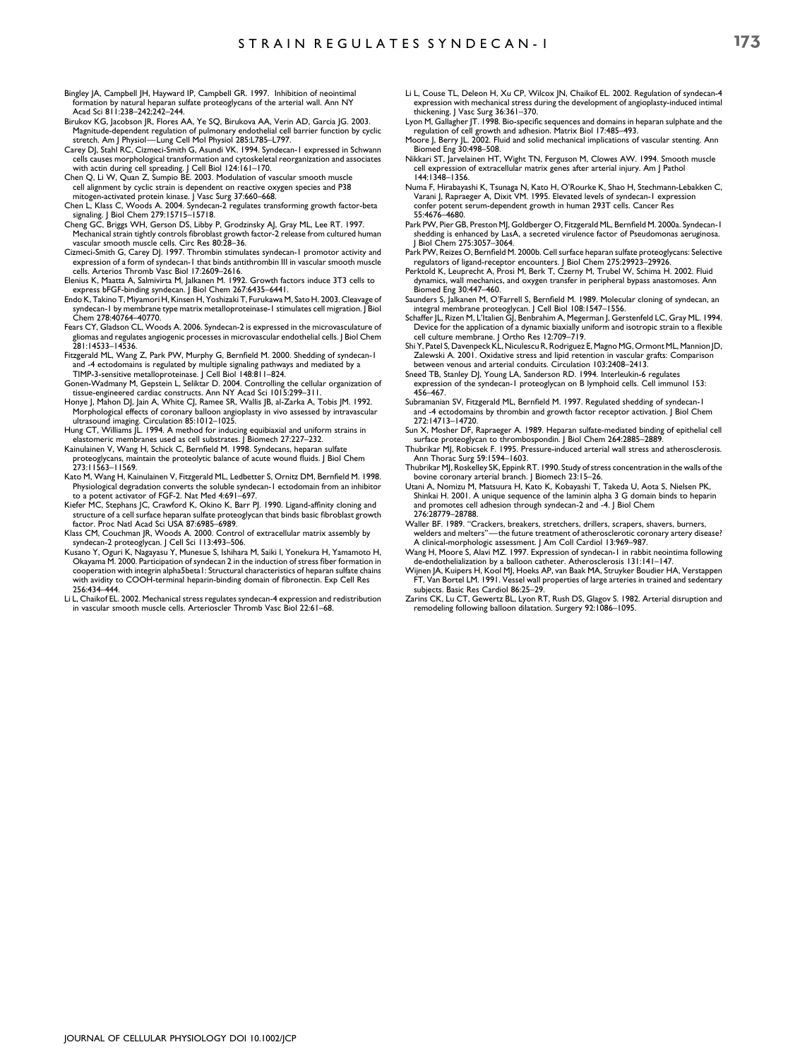Bingley JA, Campbell JH, Hayward IP, Campbell GR. 1997. Inhibition of neointimal formation by natural heparan sulfate proteoglycans of the arterial wall. Ann NY Acad Sci 811:238–242;242–244.

Birukov KG, Jacobson JR, Flores AA, Ye SQ, Birukova AA, Verin AD, Garcia JG. 2003. Magnitude-dependent regulation of pulmonary endothelial cell barrier function by cyclic stretch. Am J Physiol—Lung Cell Mol Physiol 285:L785–L797.

Carey DJ, Stahl RC, Cizmeci-Smith G, Asundi VK. 1994. Syndecan-1 expressed in Schwann cells causes morphological transformation and cytoskeletal reorganization and associates with actin during cell spreading. J Cell Biol 124:161–170.

Chen Q, Li W, Quan Z, Sumpio BE. 2003. Modulation of vascular smooth muscle cell alignment by cyclic strain is dependent on reactive oxygen species and P38 mitogen-activated protein kinase. J Vasc Surg 37:660–668.

Chen L, Klass C, Woods A. 2004. Syndecan-2 regulates transforming growth factor-beta signaling. J Biol Chem 279:15715–15718.

Cheng GC, Briggs WH, Gerson DS, Libby P, Grodzinsky AJ, Gray ML, Lee RT. 1997. Mechanical strain tightly controls fibroblast growth factor-2 release from cultured human vascular smooth muscle cells. Circ Res 80:28–36.

Cizmeci-Smith G, Carey DJ. 1997. Thrombin stimulates syndecan-1 promotor activity and expression of a form of syndecan-1 that binds antithrombin III in vascular smooth muscle cells. Arterios Thromb Vasc Biol 17:2609–2616.

Elenius K, Maatta A, Salmivirta M, Jalkanen M. 1992. Growth factors induce 3T3 cells to express bFGF-binding syndecan. J Biol Chem 267:6435–6441.

Endo K, Takino T, Miyamori H, Kinsen H, Yoshizaki T, Furukawa M, Sato H. 2003. Cleavage of syndecan-1 by membrane type matrix metalloproteinase-1 stimulates cell migration. J Biol Chem 278:40764–40770.

Fears CY, Gladson CL, Woods A. 2006. Syndecan-2 is expressed in the microvasculature of gliomas and regulates angiogenic processes in microvascular endothelial cells. J Biol Chem 281:14533–14536.

Fitzgerald ML, Wang Z, Park PW, Murphy G, Bernfield M. 2000. Shedding of syndecan-1 and -4 ectodomains is regulated by multiple signaling pathways and mediated by a TIMP-3-sensitive metalloproteinase. J Cell Biol 148:811–824.

Gonen-Wadmany M, Gepstein L, Seliktar D. 2004. Controlling the cellular organization of tissue-engineered cardiac constructs. Ann NY Acad Sci 1015:299–311.

Honye J, Mahon DJ, Jain A, White CJ, Ramee SR, Wallis JB, al-Zarka A, Tobis JM. 1992. Morphological effects of coronary balloon angioplasty in vivo assessed by intravascular ultrasound imaging. Circulation 85:1012–1025.

Hung CT, Williams JL. 1994. A method for inducing equibiaxial and uniform strains in elastomeric membranes used as cell substrates. J Biomech 27:227–232.

Kainulainen V, Wang H, Schick C, Bernfield M. 1998. Syndecans, heparan sulfate proteoglycans, maintain the proteolytic balance of acute wound fluids. J Biol Chem 273:11563–11569.

Kato M, Wang H, Kainulainen V, Fitzgerald ML, Ledbetter S, Ornitz DM, Bernfield M. 1998. Physiological degradation converts the soluble syndecan-1 ectodomain from an inhibitor to a potent activator of FGF-2. Nat Med 4:691–697.

Kiefer MC, Stephans JC, Crawford K, Okino K, Barr PJ. 1990. Ligand-affinity cloning and structure of a cell surface heparan sulfate proteoglycan that binds basic fibroblast growth factor. Proc Natl Acad Sci USA 87:6985–6989.

Klass CM, Couchman JR, Woods A. 2000. Control of extracellular matrix assembly by syndecan-2 proteoglycan. J Cell Sci 113:493–506.

Kusano Y, Oguri K, Nagayasu Y, Munesue S, Ishihara M, Saiki I, Yonekura H, Yamamoto H, Okayama M. 2000. Participation of syndecan 2 in the induction of stress fiber formation in cooperation with integrin alpha5beta1: Structural characteristics of heparan sulfate chains with avidity to COOH-terminal heparin-binding domain of fibronectin. Exp Cell Res 256:434–444.

Li L, Chaikof EL. 2002. Mechanical stress regulates syndecan-4 expression and redistribution in vascular smooth muscle cells. Arterioscler Thromb Vasc Biol 22:61–68.

Li L, Couse TL, Deleon H, Xu CP, Wilcox JN, Chaikof EL. 2002. Regulation of syndecan-4 expression with mechanical stress during the development of angioplasty-induced intimal thickening. J Vasc Surg 36:361–370.

Lyon M, Gallagher JT. 1998. Bio-specific sequences and domains in heparan sulphate and the regulation of cell growth and adhesion. Matrix Biol 17:485–493.

Moore J, Berry JL. 2002. Fluid and solid mechanical implications of vascular stenting. Ann Biomed Eng 30:498–508.

Nikkari ST, Jarvelainen HT, Wight TN, Ferguson M, Clowes AW. 1994. Smooth muscle cell expression of extracellular matrix genes after arterial injury. Am J Pathol 144:1348–1356.

Numa F, Hirabayashi K, Tsunaga N, Kato H, O'Rourke K, Shao H, Stechmann-Lebakken C, Varani J, Rapraeger A, Dixit VM. 1995. Elevated levels of syndecan-1 expression confer potent serum-dependent growth in human 293T cells. Cancer Res 55:4676–4680.

Park PW, Pier GB, Preston MJ, Goldberger O, Fitzgerald ML, Bernfield M. 2000a. Syndecan-1 shedding is enhanced by LasA, a secreted virulence factor of Pseudomonas aeruginosa. J Biol Chem 275:3057–3064.

Park PW, Reizes O, Bernfield M. 2000b. Cell surface heparan sulfate proteoglycans: Selective regulators of ligand-receptor encounters. J Biol Chem 275:29923–29926.

Perktold K, Leuprecht A, Prosi M, Berk T, Czerny M, Trubel W, Schima H. 2002. Fluid dynamics, wall mechanics, and oxygen transfer in peripheral bypass anastomoses. Ann Biomed Eng 30:447–460.

Saunders S, Jalkanen M, O'Farrell S, Bernfield M. 1989. Molecular cloning of syndecan, an integral membrane proteoglycan. J Cell Biol 108:1547–1556.

Schaffer JL, Rizen M, L'Italien GJ, Benbrahim A, Megerman J, Gerstenfeld LC, Gray ML. 1994. Device for the application of a dynamic biaxially uniform and isotropic strain to a flexible cell culture membrane. J Ortho Res 12:709–719.

Shi Y, Patel S, Davenpeck KL, Niculescu R, Rodriguez E, Magno MG, Ormont ML, Mannion JD, Zalewski A. 2001. Oxidative stress and lipid retention in vascular grafts: Comparison between venous and arterial conduits. Circulation 103:2408–2413.

Sneed TB, Stanley DJ, Young LA, Sanderson RD. 1994. Interleukin-6 regulates expression of the syndecan-1 proteoglycan on B lymphoid cells. Cell immunol 153: 456–467.

Subramanian SV, Fitzgerald ML, Bernfield M. 1997. Regulated shedding of syndecan-1 and -4 ectodomains by thrombin and growth factor receptor activation. J Biol Chem 272:14713–14720.

Sun X, Mosher DF, Rapraeger A. 1989. Heparan sulfate-mediated binding of epithelial cell surface proteoglycan to thrombospondin. J Biol Chem 264:2885–2889.

Thubrikar MJ, Robicsek F. 1995. Pressure-induced arterial wall stress and atherosclerosis. Ann Thorac Surg 59:1594–1603.

Thubrikar MJ, Roskelley SK, Eppink RT. 1990. Study of stress concentration in the walls of the bovine coronary arterial branch. J Biomech 23:15–26.

Utani A, Nomizu M, Matsuura H, Kato K, Kobayashi T, Takeda U, Aota S, Nielsen PK, Shinkai H. 2001. A unique sequence of the laminin alpha 3 G domain binds to heparin and promotes cell adhesion through syndecan-2 and -4. J Biol Chem 276:28779–28788.

Waller BF. 1989. "Crackers, breakers, stretchers, drillers, scrapers, shavers, burners, welders and melters"—the future treatment of atherosclerotic coronary artery disease? A clinical-morphologic assessment. J Am Coll Cardiol 13:969–987.

Wang H, Moore S, Alavi MZ. 1997. Expression of syndecan-1 in rabbit neointima following de-endothelialization by a balloon catheter. Atherosclerosis 131:141–147.

Wijnen JA, Kuipers H, Kool MJ, Hoeks AP, van Baak MA, Struyker Boudier HA, Verstappen FT, Van Bortel LM. 1991. Vessel wall properties of large arteries in trained and sedentary subjects. Basic Res Cardiol 86:25–29.

Zarins CK, Lu CT, Gewertz BL, Lyon RT, Rush DS, Glagov S. 1982. Arterial disruption and remodeling following balloon dilatation. Surgery 92:1086–1095.